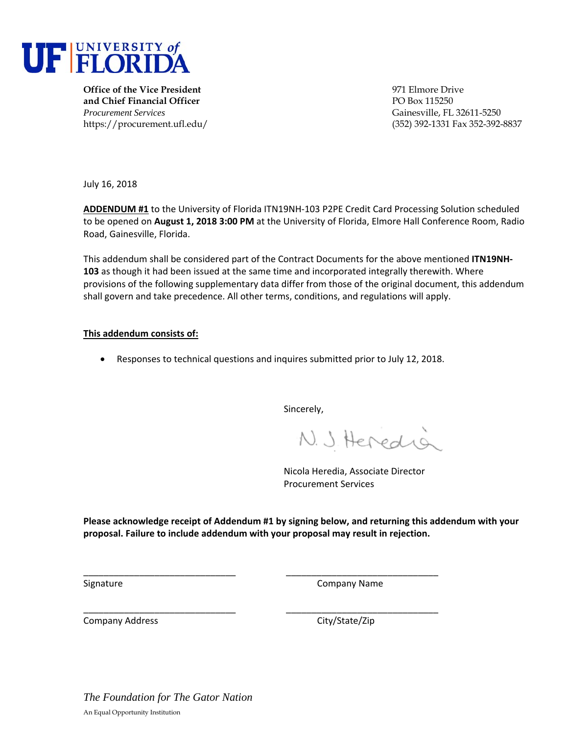UF | UNIVERSITY of FLORIDA

**Office of the Vice President and Chief Financial Officer**
*Procurement Services*
https://procurement.ufl.edu/

971 Elmore Drive
PO Box 115250
Gainesville, FL 32611-5250
(352) 392-1331 Fax 352-392-8837

July 16, 2018

**ADDENDUM #1** to the University of Florida ITN19NH-103 P2PE Credit Card Processing Solution scheduled to be opened on **August 1, 2018 3:00 PM** at the University of Florida, Elmore Hall Conference Room, Radio Road, Gainesville, Florida.

This addendum shall be considered part of the Contract Documents for the above mentioned **ITN19NH-103** as though it had been issued at the same time and incorporated integrally therewith. Where provisions of the following supplementary data differ from those of the original document, this addendum shall govern and take precedence. All other terms, conditions, and regulations will apply.

**This addendum consists of:**

- Responses to technical questions and inquires submitted prior to July 12, 2018.

Sincerely,

N. J. Heredia

Nicola Heredia, Associate Director
Procurement Services

**Please acknowledge receipt of Addendum #1 by signing below, and returning this addendum with your proposal. Failure to include addendum with your proposal may result in rejection.**

______________________________ ______________________________
Signature Company Name

______________________________ ______________________________
Company Address City/State/Zip

*The Foundation for The Gator Nation*

An Equal Opportunity Institution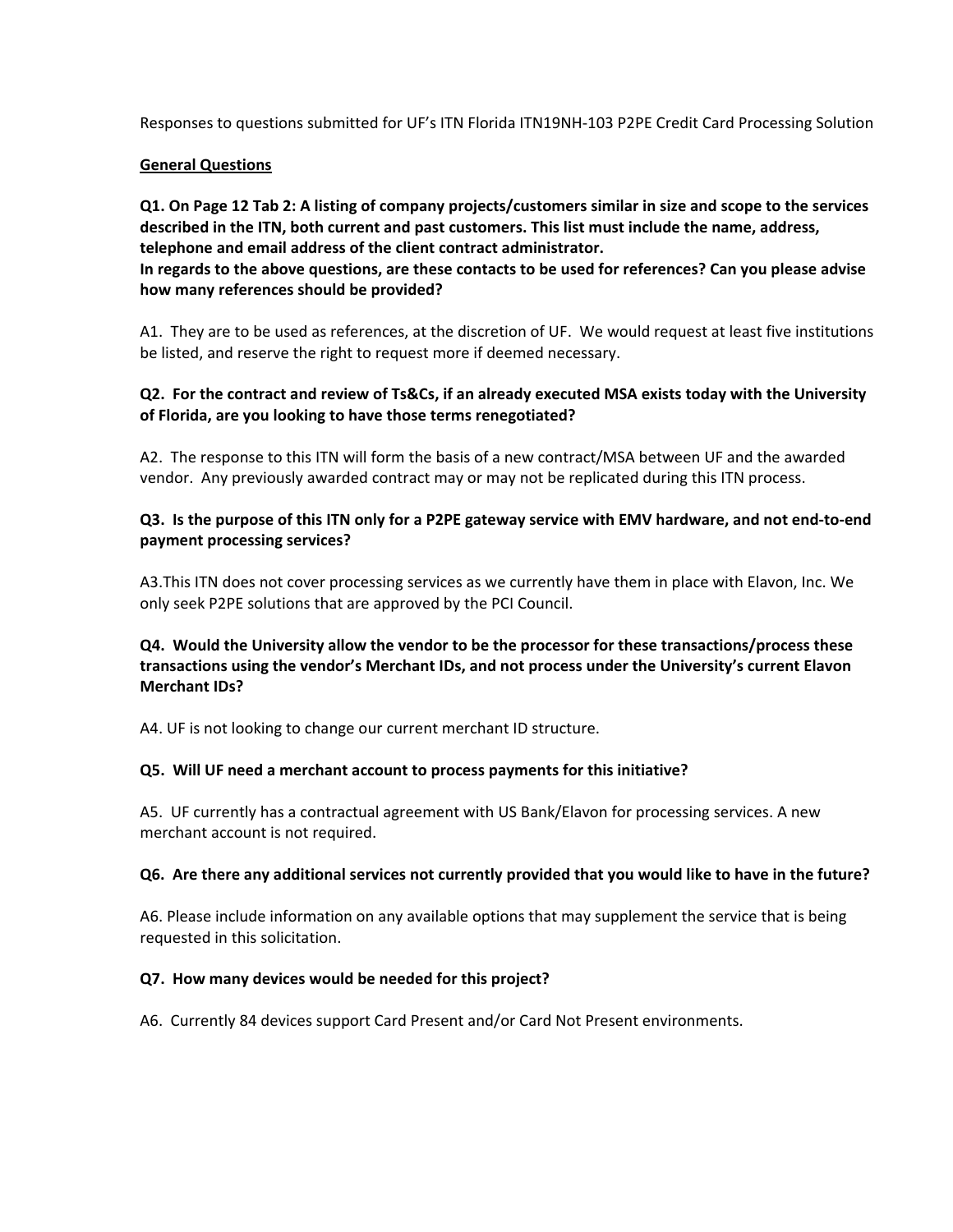Responses to questions submitted for UF's ITN Florida ITN19NH-103 P2PE Credit Card Processing Solution

**General Questions**

**Q1. On Page 12 Tab 2: A listing of company projects/customers similar in size and scope to the services described in the ITN, both current and past customers. This list must include the name, address, telephone and email address of the client contract administrator.**
**In regards to the above questions, are these contacts to be used for references? Can you please advise how many references should be provided?**

A1. They are to be used as references, at the discretion of UF. We would request at least five institutions be listed, and reserve the right to request more if deemed necessary.

**Q2. For the contract and review of Ts&Cs, if an already executed MSA exists today with the University of Florida, are you looking to have those terms renegotiated?**

A2. The response to this ITN will form the basis of a new contract/MSA between UF and the awarded vendor. Any previously awarded contract may or may not be replicated during this ITN process.

**Q3. Is the purpose of this ITN only for a P2PE gateway service with EMV hardware, and not end-to-end payment processing services?**

A3.This ITN does not cover processing services as we currently have them in place with Elavon, Inc. We only seek P2PE solutions that are approved by the PCI Council.

**Q4. Would the University allow the vendor to be the processor for these transactions/process these transactions using the vendor's Merchant IDs, and not process under the University's current Elavon Merchant IDs?**

A4. UF is not looking to change our current merchant ID structure.

**Q5. Will UF need a merchant account to process payments for this initiative?**

A5. UF currently has a contractual agreement with US Bank/Elavon for processing services. A new merchant account is not required.

**Q6. Are there any additional services not currently provided that you would like to have in the future?**

A6. Please include information on any available options that may supplement the service that is being requested in this solicitation.

**Q7. How many devices would be needed for this project?**

A6. Currently 84 devices support Card Present and/or Card Not Present environments.